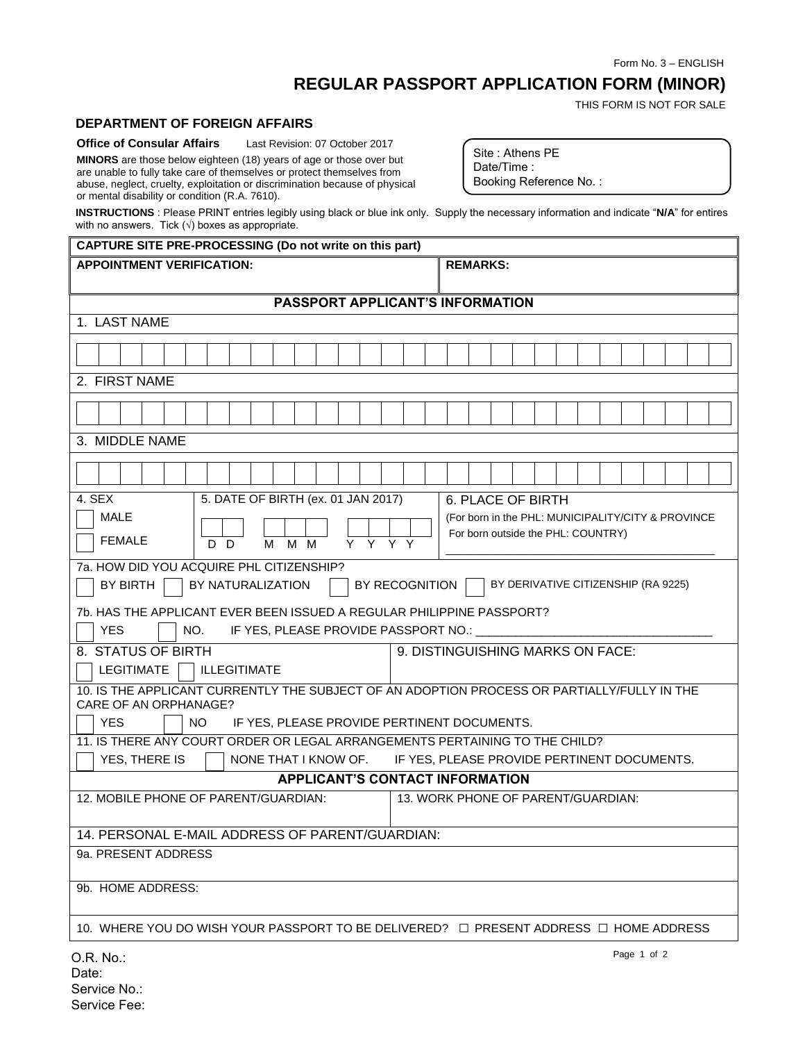Form No. 3 – ENGLISH

# REGULAR PASSPORT APPLICATION FORM (MINOR)

THIS FORM IS NOT FOR SALE

## DEPARTMENT OF FOREIGN AFFAIRS

**Office of Consular Affairs** Last Revision: 07 October 2017

**MINORS** are those below eighteen (18) years of age or those over but are unable to fully take care of themselves or protect themselves from abuse, neglect, cruelty, exploitation or discrimination because of physical or mental disability or condition (R.A. 7610).

Site : Athens PE
Date/Time :
Booking Reference No. :

**INSTRUCTIONS** : Please PRINT entries legibly using black or blue ink only. Supply the necessary information and indicate "**N/A**" for entires with no answers. Tick (√) boxes as appropriate.

| **CAPTURE SITE PRE-PROCESSING (Do not write on this part)** | |
|---|---|
| **APPOINTMENT VERIFICATION:** | **REMARKS:** |

### PASSPORT APPLICANT'S INFORMATION

1. LAST NAME

2. FIRST NAME

3. MIDDLE NAME

| 4. SEX | 5. DATE OF BIRTH (ex. 01 JAN 2017) | 6. PLACE OF BIRTH |
|---|---|---|
| ☐ MALE<br>☐ FEMALE | D D &nbsp; M M M &nbsp; Y Y Y Y | (For born in the PHL: MUNICIPALITY/CITY & PROVINCE<br>For born outside the PHL: COUNTRY)<br>______________________ |

7a. HOW DID YOU ACQUIRE PHL CITIZENSHIP?
☐ BY BIRTH ☐ BY NATURALIZATION ☐ BY RECOGNITION ☐ BY DERIVATIVE CITIZENSHIP (RA 9225)

7b. HAS THE APPLICANT EVER BEEN ISSUED A REGULAR PHILIPPINE PASSPORT?
☐ YES ☐ NO. IF YES, PLEASE PROVIDE PASSPORT NO.: ______________________

| 8. STATUS OF BIRTH | 9. DISTINGUISHING MARKS ON FACE: |
|---|---|
| ☐ LEGITIMATE ☐ ILLEGITIMATE | |

10. IS THE APPLICANT CURRENTLY THE SUBJECT OF AN ADOPTION PROCESS OR PARTIALLY/FULLY IN THE CARE OF AN ORPHANAGE?
☐ YES ☐ NO IF YES, PLEASE PROVIDE PERTINENT DOCUMENTS.

11. IS THERE ANY COURT ORDER OR LEGAL ARRANGEMENTS PERTAINING TO THE CHILD?
☐ YES, THERE IS ☐ NONE THAT I KNOW OF. IF YES, PLEASE PROVIDE PERTINENT DOCUMENTS.

### APPLICANT'S CONTACT INFORMATION

| 12. MOBILE PHONE OF PARENT/GUARDIAN: | 13. WORK PHONE OF PARENT/GUARDIAN: |
|---|---|
| | |

14. PERSONAL E-MAIL ADDRESS OF PARENT/GUARDIAN:

9a. PRESENT ADDRESS

9b. HOME ADDRESS:

10. WHERE YOU DO WISH YOUR PASSPORT TO BE DELIVERED? ☐ PRESENT ADDRESS ☐ HOME ADDRESS

O.R. No.:
Date:
Service No.:
Service Fee: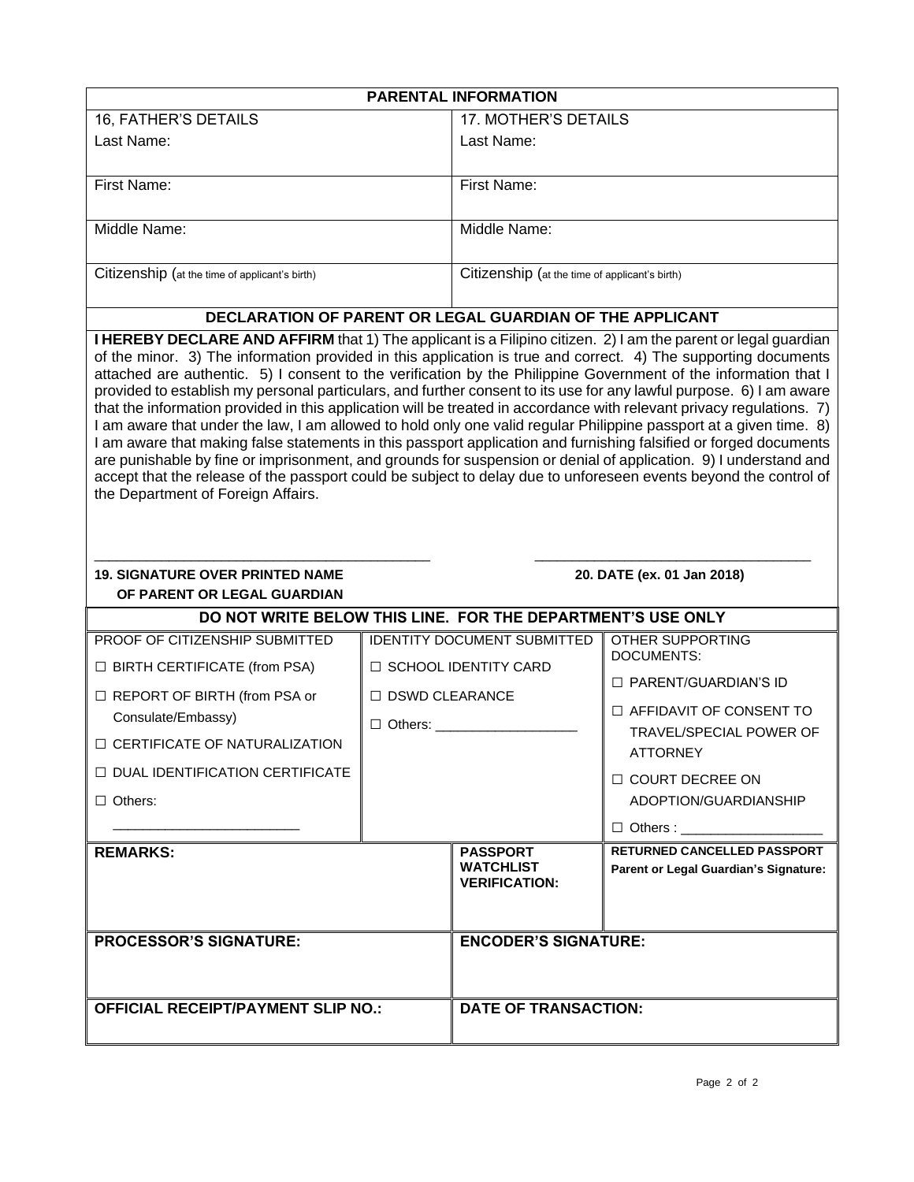## PARENTAL INFORMATION

| 16, FATHER'S DETAILS | 17. MOTHER'S DETAILS |
|---|---|
| Last Name: | Last Name: |
| First Name: | First Name: |
| Middle Name: | Middle Name: |
| Citizenship (at the time of applicant's birth) | Citizenship (at the time of applicant's birth) |

## DECLARATION OF PARENT OR LEGAL GUARDIAN OF THE APPLICANT

**I HEREBY DECLARE AND AFFIRM** that 1) The applicant is a Filipino citizen. 2) I am the parent or legal guardian of the minor. 3) The information provided in this application is true and correct. 4) The supporting documents attached are authentic. 5) I consent to the verification by the Philippine Government of the information that I provided to establish my personal particulars, and further consent to its use for any lawful purpose. 6) I am aware that the information provided in this application will be treated in accordance with relevant privacy regulations. 7) I am aware that under the law, I am allowed to hold only one valid regular Philippine passport at a given time. 8) I am aware that making false statements in this passport application and furnishing falsified or forged documents are punishable by fine or imprisonment, and grounds for suspension or denial of application. 9) I understand and accept that the release of the passport could be subject to delay due to unforeseen events beyond the control of the Department of Foreign Affairs.

\_\_\_\_\_\_\_\_\_\_\_\_\_\_\_\_\_\_\_\_\_\_\_\_\_\_\_\_\_\_\_\_\_\_\_\_ \_\_\_\_\_\_\_\_\_\_\_\_\_\_\_\_\_\_\_\_\_\_\_\_\_\_\_\_\_\_

**19. SIGNATURE OVER PRINTED NAME OF PARENT OR LEGAL GUARDIAN** **20. DATE (ex. 01 Jan 2018)**

## DO NOT WRITE BELOW THIS LINE. FOR THE DEPARTMENT'S USE ONLY

| PROOF OF CITIZENSHIP SUBMITTED | IDENTITY DOCUMENT SUBMITTED | OTHER SUPPORTING DOCUMENTS: |
|---|---|---|
| ☐ BIRTH CERTIFICATE (from PSA) | ☐ SCHOOL IDENTITY CARD | ☐ PARENT/GUARDIAN'S ID |
| ☐ REPORT OF BIRTH (from PSA or Consulate/Embassy) | ☐ DSWD CLEARANCE | ☐ AFFIDAVIT OF CONSENT TO TRAVEL/SPECIAL POWER OF ATTORNEY |
| ☐ CERTIFICATE OF NATURALIZATION | ☐ Others: \_\_\_\_\_\_\_\_\_\_\_\_\_\_\_\_ | ☐ COURT DECREE ON ADOPTION/GUARDIANSHIP |
| ☐ DUAL IDENTIFICATION CERTIFICATE | | ☐ Others : \_\_\_\_\_\_\_\_\_\_\_\_\_\_\_\_ |
| ☐ Others: \_\_\_\_\_\_\_\_\_\_\_\_\_\_\_\_\_\_\_\_ | | |

| REMARKS: | PASSPORT WATCHLIST VERIFICATION: | RETURNED CANCELLED PASSPORT Parent or Legal Guardian's Signature: |
|---|---|---|
| | | |

| PROCESSOR'S SIGNATURE: | ENCODER'S SIGNATURE: |
|---|---|
| | |
| **OFFICIAL RECEIPT/PAYMENT SLIP NO.:** | **DATE OF TRANSACTION:** |
| | |